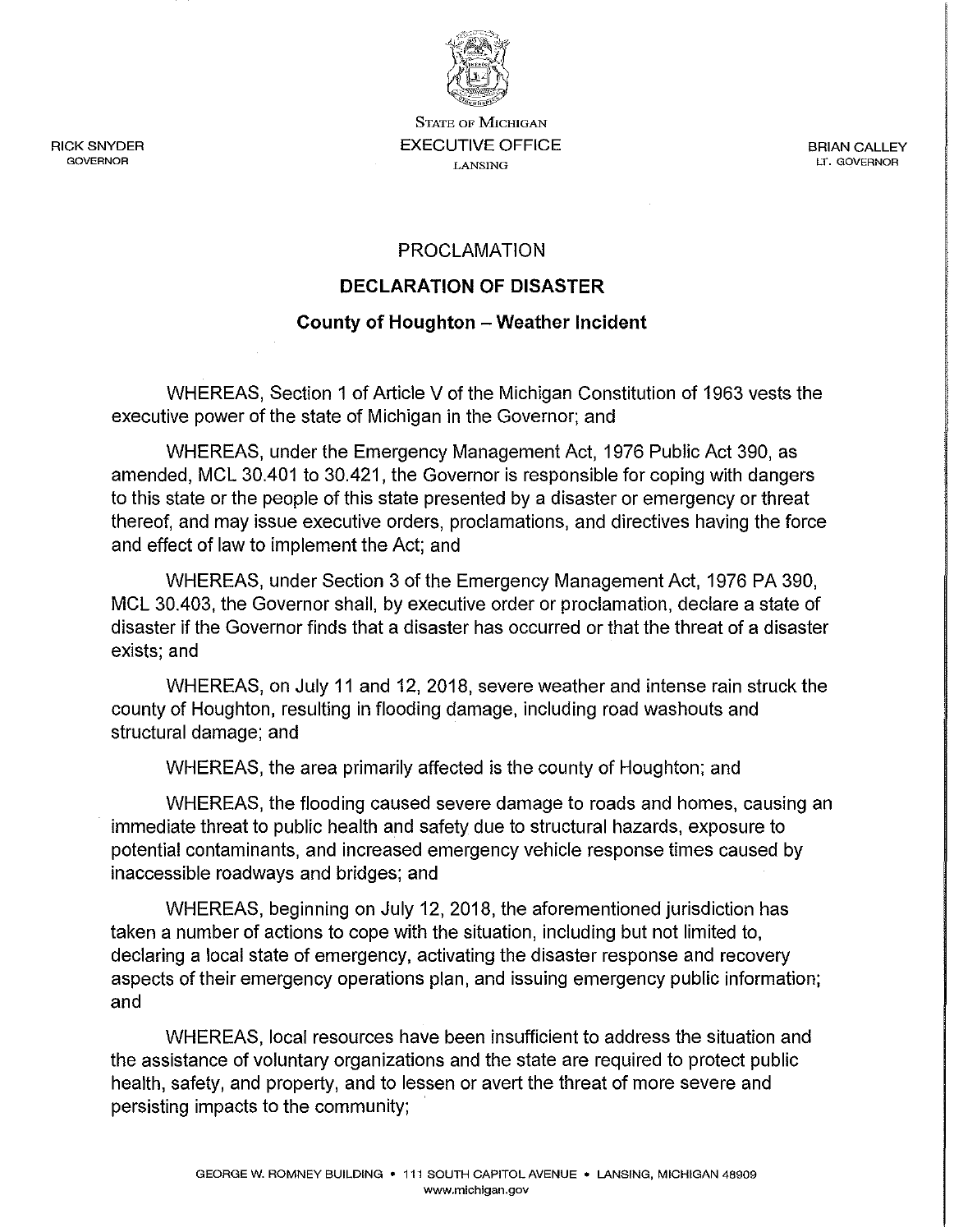RICK SNYDER
GOVERNOR

STATE OF MICHIGAN
EXECUTIVE OFFICE
LANSING

BRIAN CALLEY
LT. GOVERNOR

# PROCLAMATION

## DECLARATION OF DISASTER

### County of Houghton – Weather Incident

WHEREAS, Section 1 of Article V of the Michigan Constitution of 1963 vests the executive power of the state of Michigan in the Governor; and

WHEREAS, under the Emergency Management Act, 1976 Public Act 390, as amended, MCL 30.401 to 30.421, the Governor is responsible for coping with dangers to this state or the people of this state presented by a disaster or emergency or threat thereof, and may issue executive orders, proclamations, and directives having the force and effect of law to implement the Act; and

WHEREAS, under Section 3 of the Emergency Management Act, 1976 PA 390, MCL 30.403, the Governor shall, by executive order or proclamation, declare a state of disaster if the Governor finds that a disaster has occurred or that the threat of a disaster exists; and

WHEREAS, on July 11 and 12, 2018, severe weather and intense rain struck the county of Houghton, resulting in flooding damage, including road washouts and structural damage; and

WHEREAS, the area primarily affected is the county of Houghton; and

WHEREAS, the flooding caused severe damage to roads and homes, causing an immediate threat to public health and safety due to structural hazards, exposure to potential contaminants, and increased emergency vehicle response times caused by inaccessible roadways and bridges; and

WHEREAS, beginning on July 12, 2018, the aforementioned jurisdiction has taken a number of actions to cope with the situation, including but not limited to, declaring a local state of emergency, activating the disaster response and recovery aspects of their emergency operations plan, and issuing emergency public information; and

WHEREAS, local resources have been insufficient to address the situation and the assistance of voluntary organizations and the state are required to protect public health, safety, and property, and to lessen or avert the threat of more severe and persisting impacts to the community;

GEORGE W. ROMNEY BUILDING • 111 SOUTH CAPITOL AVENUE • LANSING, MICHIGAN 48909
www.michigan.gov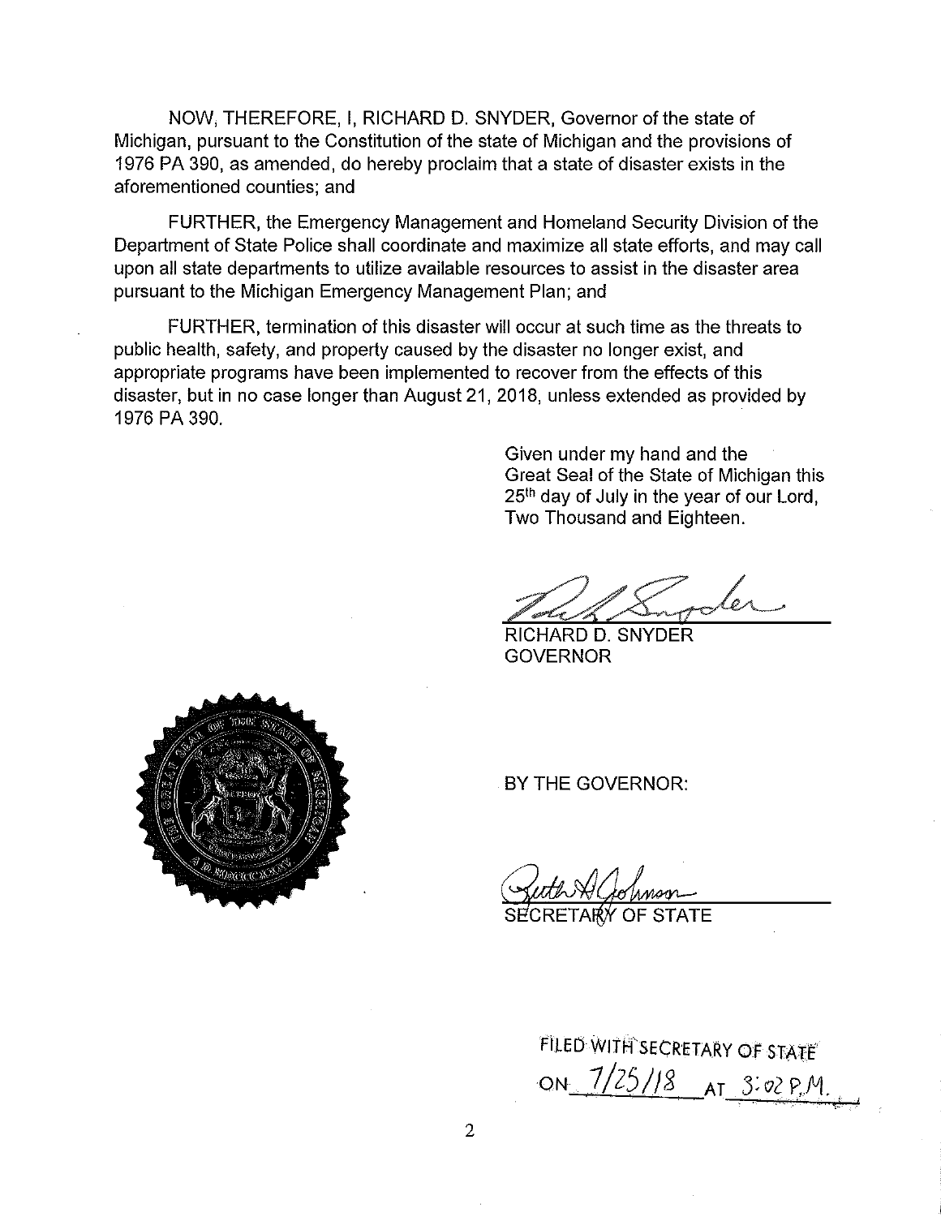NOW, THEREFORE, I, RICHARD D. SNYDER, Governor of the state of Michigan, pursuant to the Constitution of the state of Michigan and the provisions of 1976 PA 390, as amended, do hereby proclaim that a state of disaster exists in the aforementioned counties; and

FURTHER, the Emergency Management and Homeland Security Division of the Department of State Police shall coordinate and maximize all state efforts, and may call upon all state departments to utilize available resources to assist in the disaster area pursuant to the Michigan Emergency Management Plan; and

FURTHER, termination of this disaster will occur at such time as the threats to public health, safety, and property caused by the disaster no longer exist, and appropriate programs have been implemented to recover from the effects of this disaster, but in no case longer than August 21, 2018, unless extended as provided by 1976 PA 390.

Given under my hand and the Great Seal of the State of Michigan this 25th day of July in the year of our Lord, Two Thousand and Eighteen.

RICHARD D. SNYDER
GOVERNOR

BY THE GOVERNOR:

SECRETARY OF STATE

FILED WITH SECRETARY OF STATE
ON 7/25/18 AT 3:02 P.M.